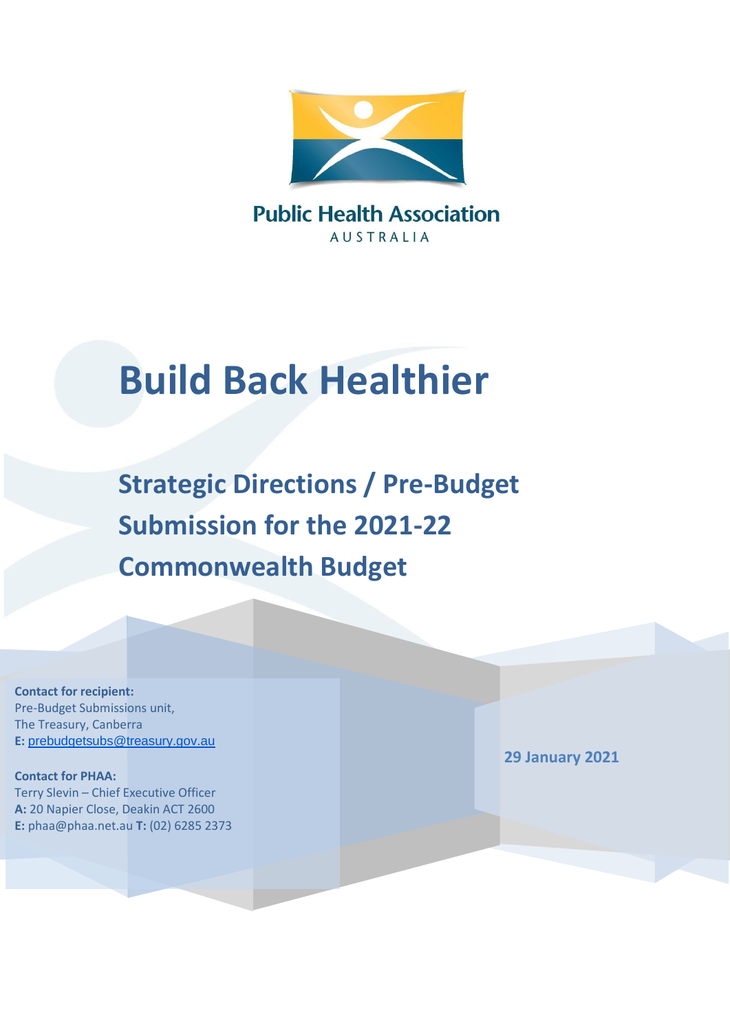Public Health Association

AUSTRALIA

# Build Back Healthier

## Strategic Directions / Pre-Budget Submission for the 2021-22 Commonwealth Budget

**Contact for recipient:**
Pre-Budget Submissions unit,
The Treasury, Canberra
**E:** prebudgetsubs@treasury.gov.au

**Contact for PHAA:**
Terry Slevin – Chief Executive Officer
**A:** 20 Napier Close, Deakin ACT 2600
**E:** phaa@phaa.net.au **T:** (02) 6285 2373

**29 January 2021**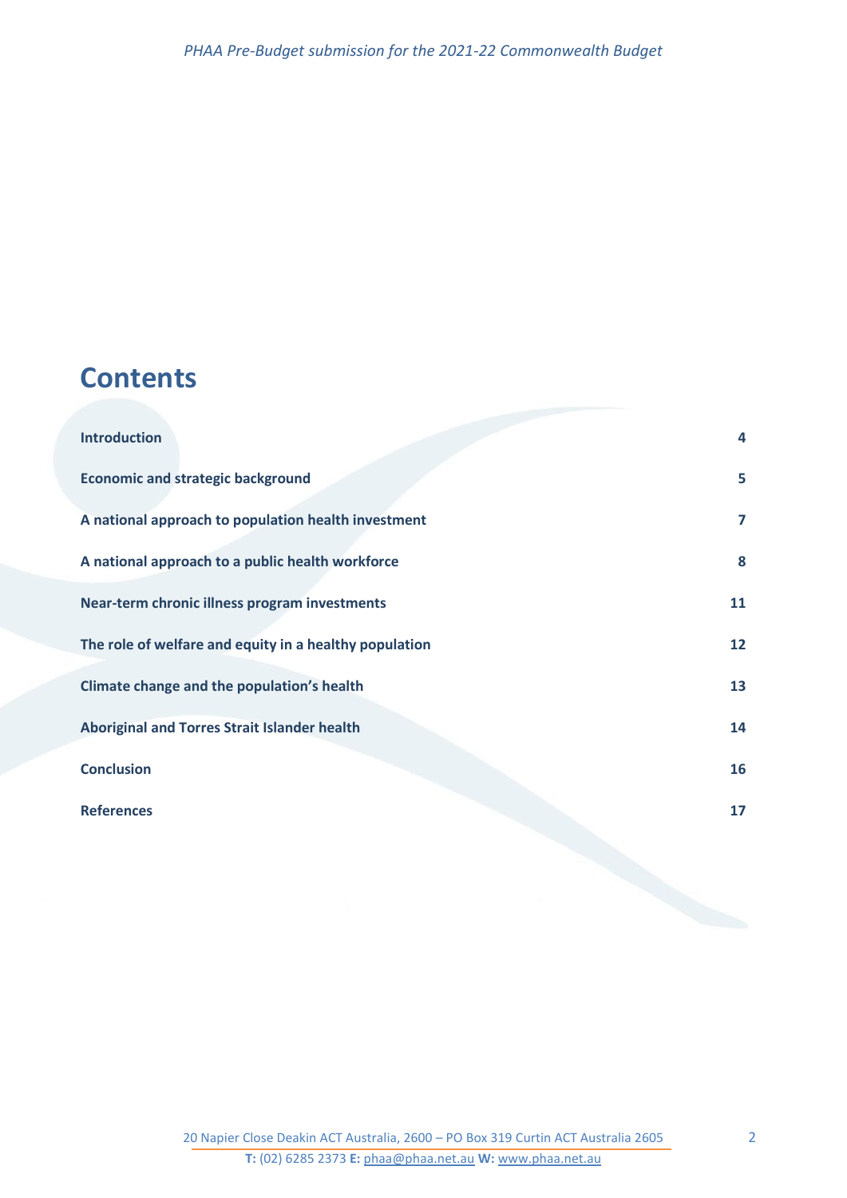# Contents

| | |
|---|---|
| **Introduction** | **4** |
| **Economic and strategic background** | **5** |
| **A national approach to population health investment** | **7** |
| **A national approach to a public health workforce** | **8** |
| **Near-term chronic illness program investments** | **11** |
| **The role of welfare and equity in a healthy population** | **12** |
| **Climate change and the population's health** | **13** |
| **Aboriginal and Torres Strait Islander health** | **14** |
| **Conclusion** | **16** |
| **References** | **17** |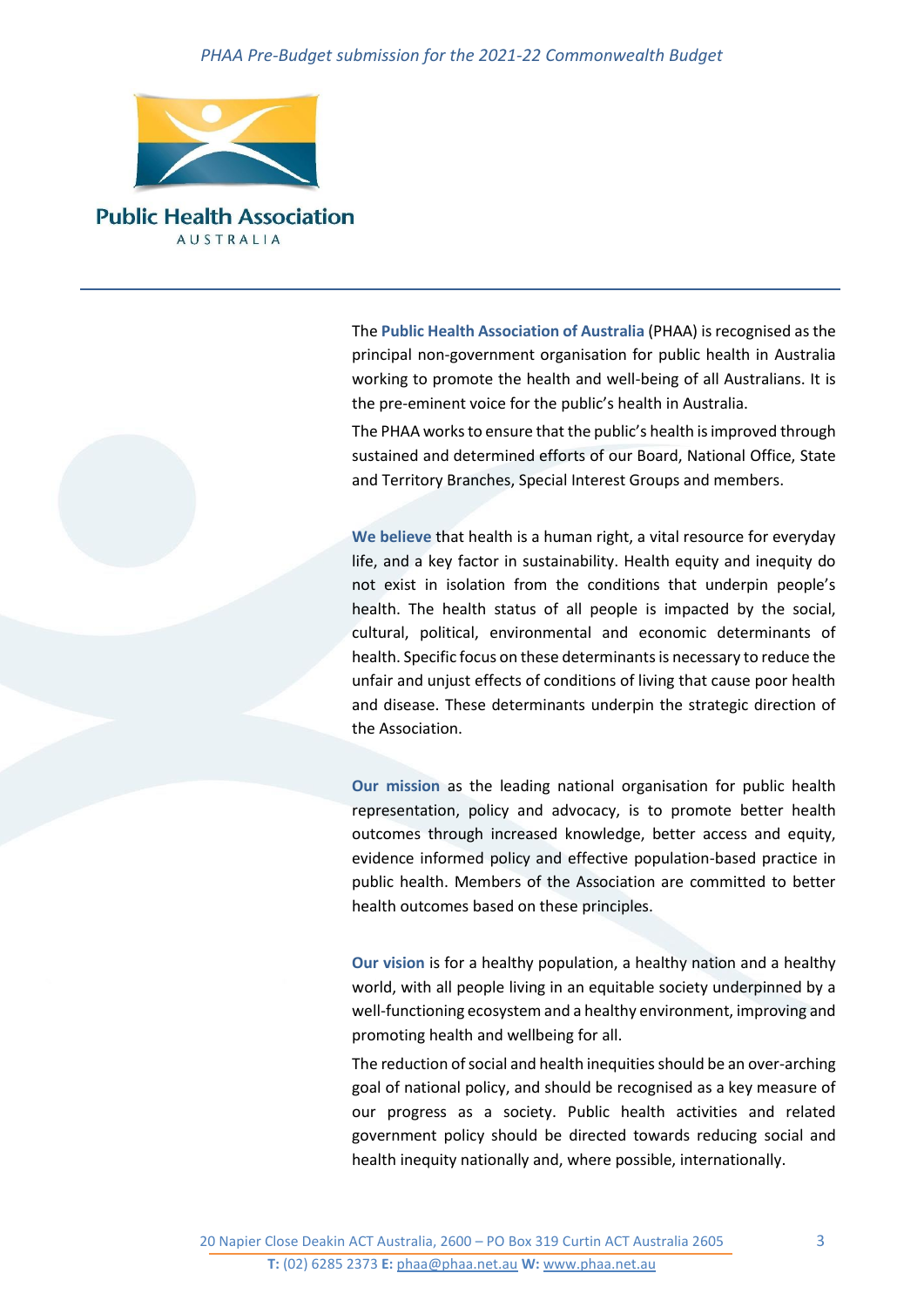The **Public Health Association of Australia** (PHAA) is recognised as the principal non-government organisation for public health in Australia working to promote the health and well-being of all Australians. It is the pre-eminent voice for the public's health in Australia.

The PHAA works to ensure that the public's health is improved through sustained and determined efforts of our Board, National Office, State and Territory Branches, Special Interest Groups and members.

**We believe** that health is a human right, a vital resource for everyday life, and a key factor in sustainability. Health equity and inequity do not exist in isolation from the conditions that underpin people's health. The health status of all people is impacted by the social, cultural, political, environmental and economic determinants of health. Specific focus on these determinants is necessary to reduce the unfair and unjust effects of conditions of living that cause poor health and disease. These determinants underpin the strategic direction of the Association.

**Our mission** as the leading national organisation for public health representation, policy and advocacy, is to promote better health outcomes through increased knowledge, better access and equity, evidence informed policy and effective population-based practice in public health. Members of the Association are committed to better health outcomes based on these principles.

**Our vision** is for a healthy population, a healthy nation and a healthy world, with all people living in an equitable society underpinned by a well-functioning ecosystem and a healthy environment, improving and promoting health and wellbeing for all.

The reduction of social and health inequities should be an over-arching goal of national policy, and should be recognised as a key measure of our progress as a society. Public health activities and related government policy should be directed towards reducing social and health inequity nationally and, where possible, internationally.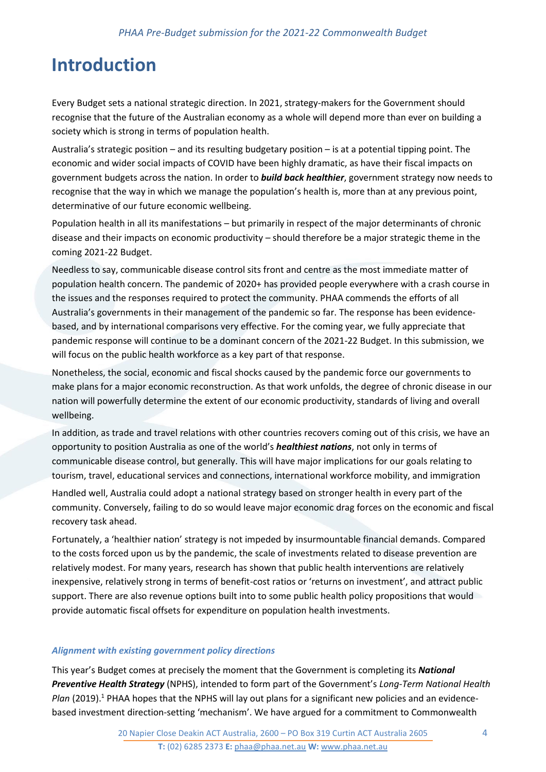# Introduction

Every Budget sets a national strategic direction. In 2021, strategy-makers for the Government should recognise that the future of the Australian economy as a whole will depend more than ever on building a society which is strong in terms of population health.

Australia's strategic position – and its resulting budgetary position – is at a potential tipping point. The economic and wider social impacts of COVID have been highly dramatic, as have their fiscal impacts on government budgets across the nation. In order to ***build back healthier***, government strategy now needs to recognise that the way in which we manage the population's health is, more than at any previous point, determinative of our future economic wellbeing.

Population health in all its manifestations – but primarily in respect of the major determinants of chronic disease and their impacts on economic productivity – should therefore be a major strategic theme in the coming 2021-22 Budget.

Needless to say, communicable disease control sits front and centre as the most immediate matter of population health concern. The pandemic of 2020+ has provided people everywhere with a crash course in the issues and the responses required to protect the community. PHAA commends the efforts of all Australia's governments in their management of the pandemic so far. The response has been evidence-based, and by international comparisons very effective. For the coming year, we fully appreciate that pandemic response will continue to be a dominant concern of the 2021-22 Budget. In this submission, we will focus on the public health workforce as a key part of that response.

Nonetheless, the social, economic and fiscal shocks caused by the pandemic force our governments to make plans for a major economic reconstruction. As that work unfolds, the degree of chronic disease in our nation will powerfully determine the extent of our economic productivity, standards of living and overall wellbeing.

In addition, as trade and travel relations with other countries recovers coming out of this crisis, we have an opportunity to position Australia as one of the world's ***healthiest nations***, not only in terms of communicable disease control, but generally. This will have major implications for our goals relating to tourism, travel, educational services and connections, international workforce mobility, and immigration

Handled well, Australia could adopt a national strategy based on stronger health in every part of the community. Conversely, failing to do so would leave major economic drag forces on the economic and fiscal recovery task ahead.

Fortunately, a 'healthier nation' strategy is not impeded by insurmountable financial demands. Compared to the costs forced upon us by the pandemic, the scale of investments related to disease prevention are relatively modest. For many years, research has shown that public health interventions are relatively inexpensive, relatively strong in terms of benefit-cost ratios or 'returns on investment', and attract public support. There are also revenue options built into to some public health policy propositions that would provide automatic fiscal offsets for expenditure on population health investments.

### *Alignment with existing government policy directions*

This year's Budget comes at precisely the moment that the Government is completing its ***National Preventive Health Strategy*** (NPHS), intended to form part of the Government's *Long-Term National Health Plan* (2019).[1] PHAA hopes that the NPHS will lay out plans for a significant new policies and an evidence-based investment direction-setting 'mechanism'. We have argued for a commitment to Commonwealth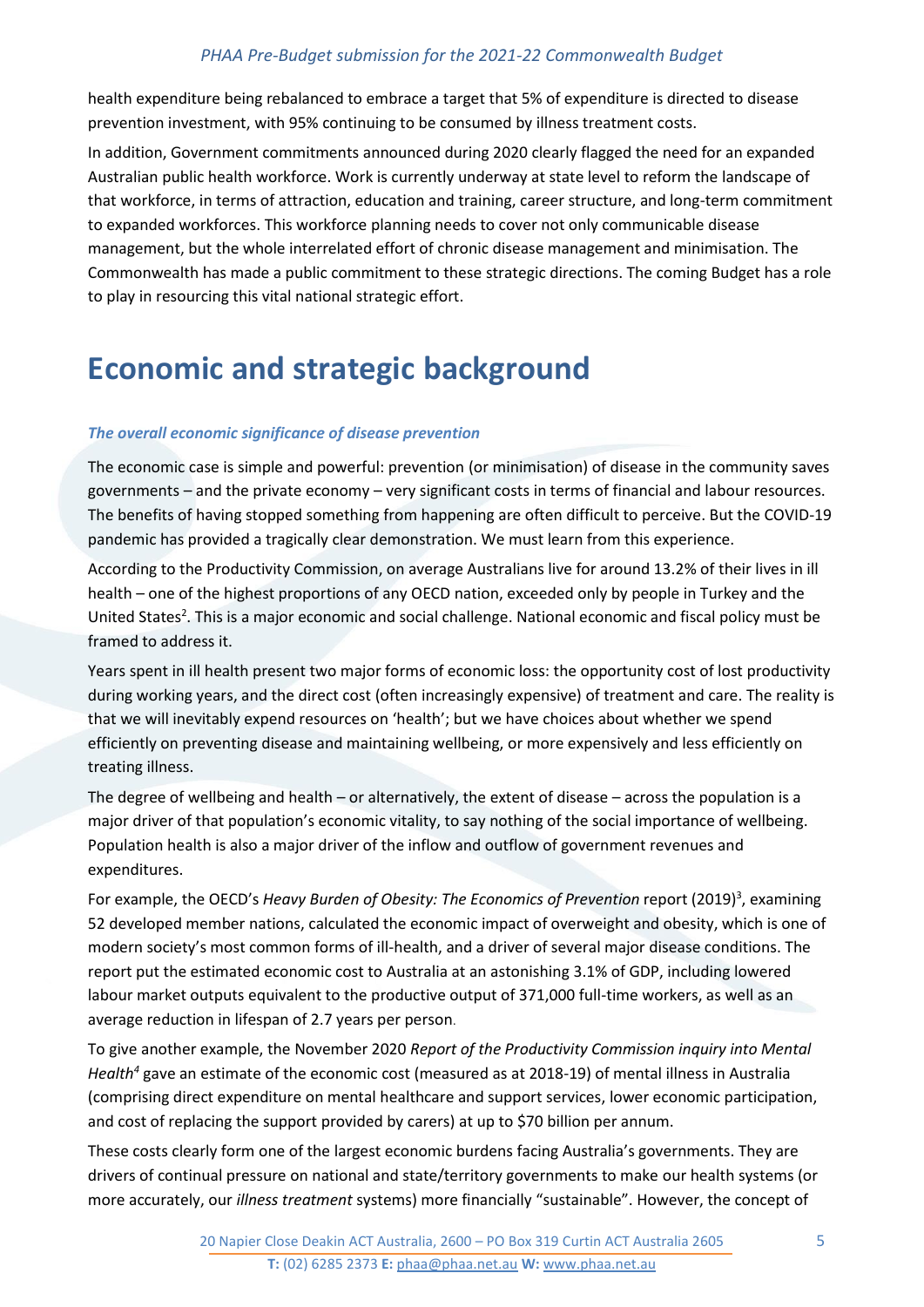health expenditure being rebalanced to embrace a target that 5% of expenditure is directed to disease prevention investment, with 95% continuing to be consumed by illness treatment costs.

In addition, Government commitments announced during 2020 clearly flagged the need for an expanded Australian public health workforce. Work is currently underway at state level to reform the landscape of that workforce, in terms of attraction, education and training, career structure, and long-term commitment to expanded workforces. This workforce planning needs to cover not only communicable disease management, but the whole interrelated effort of chronic disease management and minimisation. The Commonwealth has made a public commitment to these strategic directions. The coming Budget has a role to play in resourcing this vital national strategic effort.

# Economic and strategic background

### *The overall economic significance of disease prevention*

The economic case is simple and powerful: prevention (or minimisation) of disease in the community saves governments – and the private economy – very significant costs in terms of financial and labour resources. The benefits of having stopped something from happening are often difficult to perceive. But the COVID-19 pandemic has provided a tragically clear demonstration. We must learn from this experience.

According to the Productivity Commission, on average Australians live for around 13.2% of their lives in ill health – one of the highest proportions of any OECD nation, exceeded only by people in Turkey and the United States[2]. This is a major economic and social challenge. National economic and fiscal policy must be framed to address it.

Years spent in ill health present two major forms of economic loss: the opportunity cost of lost productivity during working years, and the direct cost (often increasingly expensive) of treatment and care. The reality is that we will inevitably expend resources on 'health'; but we have choices about whether we spend efficiently on preventing disease and maintaining wellbeing, or more expensively and less efficiently on treating illness.

The degree of wellbeing and health – or alternatively, the extent of disease – across the population is a major driver of that population's economic vitality, to say nothing of the social importance of wellbeing. Population health is also a major driver of the inflow and outflow of government revenues and expenditures.

For example, the OECD's *Heavy Burden of Obesity: The Economics of Prevention* report (2019)[3], examining 52 developed member nations, calculated the economic impact of overweight and obesity, which is one of modern society's most common forms of ill-health, and a driver of several major disease conditions. The report put the estimated economic cost to Australia at an astonishing 3.1% of GDP, including lowered labour market outputs equivalent to the productive output of 371,000 full-time workers, as well as an average reduction in lifespan of 2.7 years per person.

To give another example, the November 2020 *Report of the Productivity Commission inquiry into Mental Health*[4] gave an estimate of the economic cost (measured as at 2018-19) of mental illness in Australia (comprising direct expenditure on mental healthcare and support services, lower economic participation, and cost of replacing the support provided by carers) at up to $70 billion per annum.

These costs clearly form one of the largest economic burdens facing Australia's governments. They are drivers of continual pressure on national and state/territory governments to make our health systems (or more accurately, our *illness treatment* systems) more financially "sustainable". However, the concept of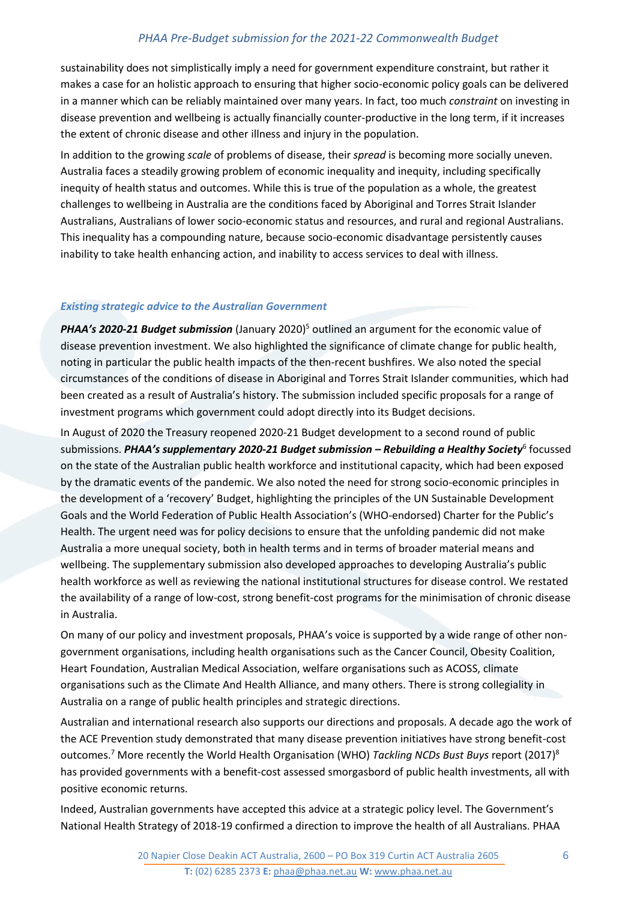sustainability does not simplistically imply a need for government expenditure constraint, but rather it makes a case for an holistic approach to ensuring that higher socio-economic policy goals can be delivered in a manner which can be reliably maintained over many years. In fact, too much *constraint* on investing in disease prevention and wellbeing is actually financially counter-productive in the long term, if it increases the extent of chronic disease and other illness and injury in the population.

In addition to the growing *scale* of problems of disease, their *spread* is becoming more socially uneven. Australia faces a steadily growing problem of economic inequality and inequity, including specifically inequity of health status and outcomes. While this is true of the population as a whole, the greatest challenges to wellbeing in Australia are the conditions faced by Aboriginal and Torres Strait Islander Australians, Australians of lower socio-economic status and resources, and rural and regional Australians. This inequality has a compounding nature, because socio-economic disadvantage persistently causes inability to take health enhancing action, and inability to access services to deal with illness.

### *Existing strategic advice to the Australian Government*

***PHAA's 2020-21 Budget submission*** (January 2020)[5] outlined an argument for the economic value of disease prevention investment. We also highlighted the significance of climate change for public health, noting in particular the public health impacts of the then-recent bushfires. We also noted the special circumstances of the conditions of disease in Aboriginal and Torres Strait Islander communities, which had been created as a result of Australia's history. The submission included specific proposals for a range of investment programs which government could adopt directly into its Budget decisions.

In August of 2020 the Treasury reopened 2020-21 Budget development to a second round of public submissions. ***PHAA's supplementary 2020-21 Budget submission – Rebuilding a Healthy Society***[6] focussed on the state of the Australian public health workforce and institutional capacity, which had been exposed by the dramatic events of the pandemic. We also noted the need for strong socio-economic principles in the development of a 'recovery' Budget, highlighting the principles of the UN Sustainable Development Goals and the World Federation of Public Health Association's (WHO-endorsed) Charter for the Public's Health. The urgent need was for policy decisions to ensure that the unfolding pandemic did not make Australia a more unequal society, both in health terms and in terms of broader material means and wellbeing. The supplementary submission also developed approaches to developing Australia's public health workforce as well as reviewing the national institutional structures for disease control. We restated the availability of a range of low-cost, strong benefit-cost programs for the minimisation of chronic disease in Australia.

On many of our policy and investment proposals, PHAA's voice is supported by a wide range of other non-government organisations, including health organisations such as the Cancer Council, Obesity Coalition, Heart Foundation, Australian Medical Association, welfare organisations such as ACOSS, climate organisations such as the Climate And Health Alliance, and many others. There is strong collegiality in Australia on a range of public health principles and strategic directions.

Australian and international research also supports our directions and proposals. A decade ago the work of the ACE Prevention study demonstrated that many disease prevention initiatives have strong benefit-cost outcomes.[7] More recently the World Health Organisation (WHO) *Tackling NCDs Bust Buys* report (2017)[8] has provided governments with a benefit-cost assessed smorgasbord of public health investments, all with positive economic returns.

Indeed, Australian governments have accepted this advice at a strategic policy level. The Government's National Health Strategy of 2018-19 confirmed a direction to improve the health of all Australians. PHAA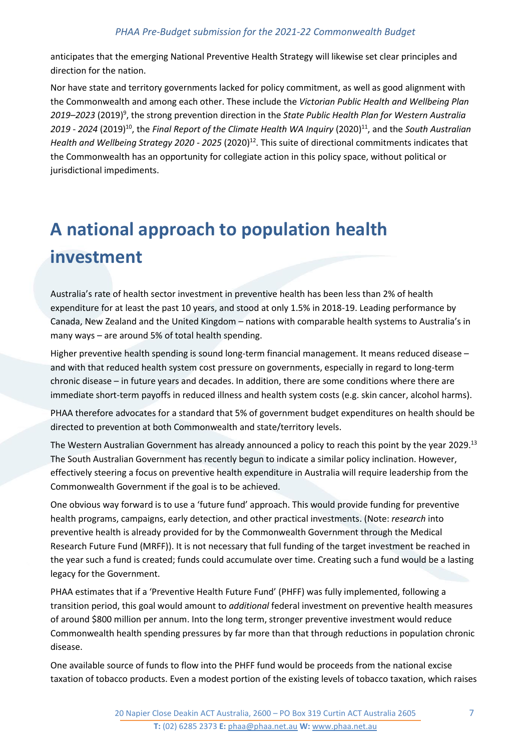anticipates that the emerging National Preventive Health Strategy will likewise set clear principles and direction for the nation.

Nor have state and territory governments lacked for policy commitment, as well as good alignment with the Commonwealth and among each other. These include the *Victorian Public Health and Wellbeing Plan 2019–2023* (2019)[9], the strong prevention direction in the *State Public Health Plan for Western Australia 2019 - 2024* (2019)[10], the *Final Report of the Climate Health WA Inquiry* (2020)[11], and the *South Australian Health and Wellbeing Strategy 2020 - 2025* (2020)[12]. This suite of directional commitments indicates that the Commonwealth has an opportunity for collegiate action in this policy space, without political or jurisdictional impediments.

# A national approach to population health investment

Australia's rate of health sector investment in preventive health has been less than 2% of health expenditure for at least the past 10 years, and stood at only 1.5% in 2018-19. Leading performance by Canada, New Zealand and the United Kingdom – nations with comparable health systems to Australia's in many ways – are around 5% of total health spending.

Higher preventive health spending is sound long-term financial management. It means reduced disease – and with that reduced health system cost pressure on governments, especially in regard to long-term chronic disease – in future years and decades. In addition, there are some conditions where there are immediate short-term payoffs in reduced illness and health system costs (e.g. skin cancer, alcohol harms).

PHAA therefore advocates for a standard that 5% of government budget expenditures on health should be directed to prevention at both Commonwealth and state/territory levels.

The Western Australian Government has already announced a policy to reach this point by the year 2029.[13] The South Australian Government has recently begun to indicate a similar policy inclination. However, effectively steering a focus on preventive health expenditure in Australia will require leadership from the Commonwealth Government if the goal is to be achieved.

One obvious way forward is to use a 'future fund' approach. This would provide funding for preventive health programs, campaigns, early detection, and other practical investments. (Note: *research* into preventive health is already provided for by the Commonwealth Government through the Medical Research Future Fund (MRFF)). It is not necessary that full funding of the target investment be reached in the year such a fund is created; funds could accumulate over time. Creating such a fund would be a lasting legacy for the Government.

PHAA estimates that if a 'Preventive Health Future Fund' (PHFF) was fully implemented, following a transition period, this goal would amount to *additional* federal investment on preventive health measures of around $800 million per annum. Into the long term, stronger preventive investment would reduce Commonwealth health spending pressures by far more than that through reductions in population chronic disease.

One available source of funds to flow into the PHFF fund would be proceeds from the national excise taxation of tobacco products. Even a modest portion of the existing levels of tobacco taxation, which raises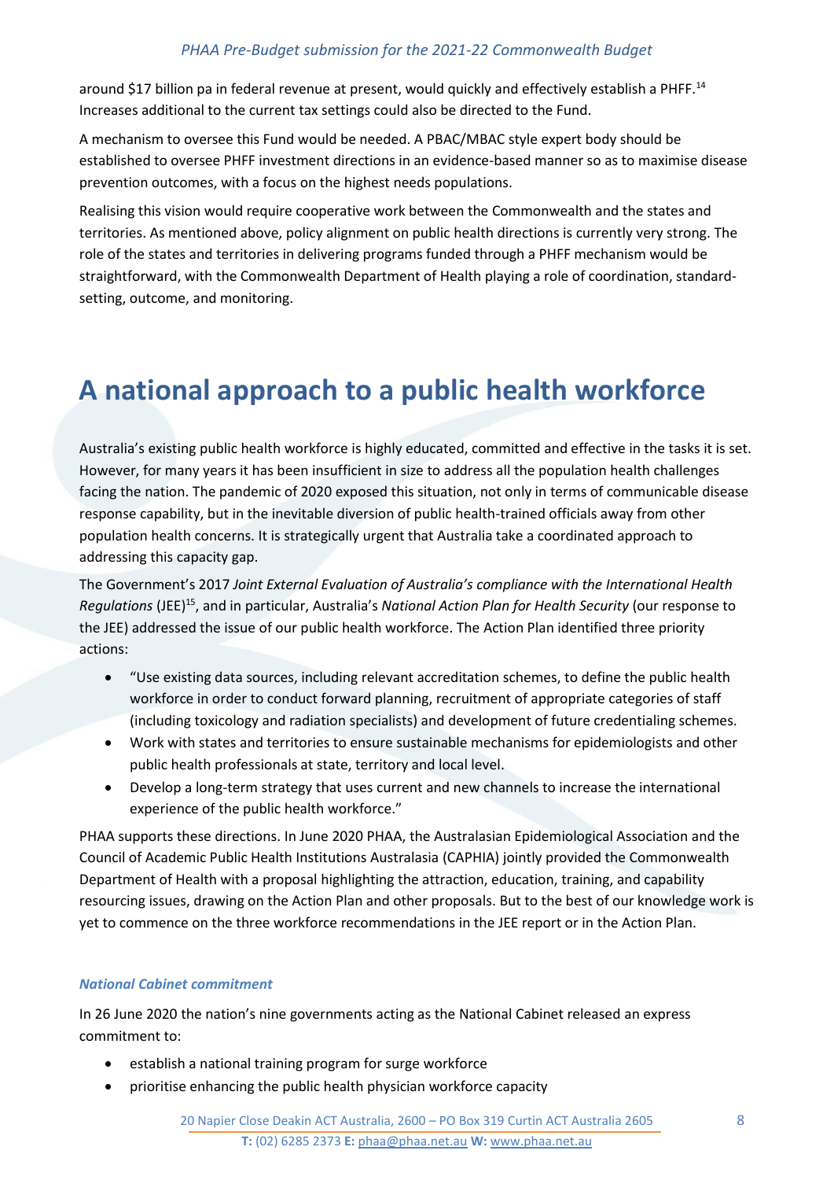around $17 billion pa in federal revenue at present, would quickly and effectively establish a PHFF.[14] Increases additional to the current tax settings could also be directed to the Fund.

A mechanism to oversee this Fund would be needed. A PBAC/MBAC style expert body should be established to oversee PHFF investment directions in an evidence-based manner so as to maximise disease prevention outcomes, with a focus on the highest needs populations.

Realising this vision would require cooperative work between the Commonwealth and the states and territories. As mentioned above, policy alignment on public health directions is currently very strong. The role of the states and territories in delivering programs funded through a PHFF mechanism would be straightforward, with the Commonwealth Department of Health playing a role of coordination, standard-setting, outcome, and monitoring.

# A national approach to a public health workforce

Australia's existing public health workforce is highly educated, committed and effective in the tasks it is set. However, for many years it has been insufficient in size to address all the population health challenges facing the nation. The pandemic of 2020 exposed this situation, not only in terms of communicable disease response capability, but in the inevitable diversion of public health-trained officials away from other population health concerns. It is strategically urgent that Australia take a coordinated approach to addressing this capacity gap.

The Government's 2017 *Joint External Evaluation of Australia's compliance with the International Health Regulations* (JEE)[15], and in particular, Australia's *National Action Plan for Health Security* (our response to the JEE) addressed the issue of our public health workforce. The Action Plan identified three priority actions:

- "Use existing data sources, including relevant accreditation schemes, to define the public health workforce in order to conduct forward planning, recruitment of appropriate categories of staff (including toxicology and radiation specialists) and development of future credentialing schemes.
- Work with states and territories to ensure sustainable mechanisms for epidemiologists and other public health professionals at state, territory and local level.
- Develop a long-term strategy that uses current and new channels to increase the international experience of the public health workforce."

PHAA supports these directions. In June 2020 PHAA, the Australasian Epidemiological Association and the Council of Academic Public Health Institutions Australasia (CAPHIA) jointly provided the Commonwealth Department of Health with a proposal highlighting the attraction, education, training, and capability resourcing issues, drawing on the Action Plan and other proposals. But to the best of our knowledge work is yet to commence on the three workforce recommendations in the JEE report or in the Action Plan.

### *National Cabinet commitment*

In 26 June 2020 the nation's nine governments acting as the National Cabinet released an express commitment to:

- establish a national training program for surge workforce
- prioritise enhancing the public health physician workforce capacity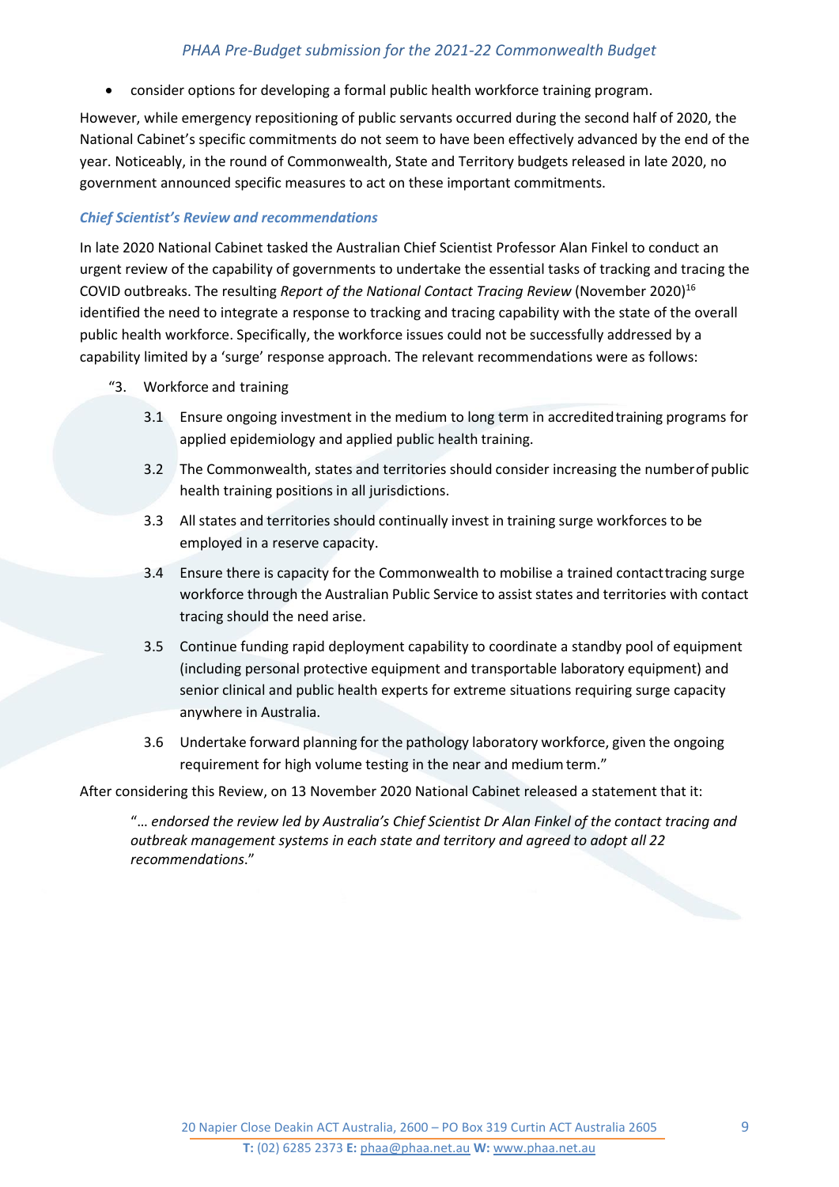- consider options for developing a formal public health workforce training program.

However, while emergency repositioning of public servants occurred during the second half of 2020, the National Cabinet's specific commitments do not seem to have been effectively advanced by the end of the year. Noticeably, in the round of Commonwealth, State and Territory budgets released in late 2020, no government announced specific measures to act on these important commitments.

### *Chief Scientist's Review and recommendations*

In late 2020 National Cabinet tasked the Australian Chief Scientist Professor Alan Finkel to conduct an urgent review of the capability of governments to undertake the essential tasks of tracking and tracing the COVID outbreaks. The resulting *Report of the National Contact Tracing Review* (November 2020)[16] identified the need to integrate a response to tracking and tracing capability with the state of the overall public health workforce. Specifically, the workforce issues could not be successfully addressed by a capability limited by a 'surge' response approach. The relevant recommendations were as follows:

"3. Workforce and training

- 3.1 Ensure ongoing investment in the medium to long term in accredited training programs for applied epidemiology and applied public health training.
- 3.2 The Commonwealth, states and territories should consider increasing the number of public health training positions in all jurisdictions.
- 3.3 All states and territories should continually invest in training surge workforces to be employed in a reserve capacity.
- 3.4 Ensure there is capacity for the Commonwealth to mobilise a trained contact tracing surge workforce through the Australian Public Service to assist states and territories with contact tracing should the need arise.
- 3.5 Continue funding rapid deployment capability to coordinate a standby pool of equipment (including personal protective equipment and transportable laboratory equipment) and senior clinical and public health experts for extreme situations requiring surge capacity anywhere in Australia.
- 3.6 Undertake forward planning for the pathology laboratory workforce, given the ongoing requirement for high volume testing in the near and medium term."

After considering this Review, on 13 November 2020 National Cabinet released a statement that it:

> "*… endorsed the review led by Australia's Chief Scientist Dr Alan Finkel of the contact tracing and outbreak management systems in each state and territory and agreed to adopt all 22 recommendations*."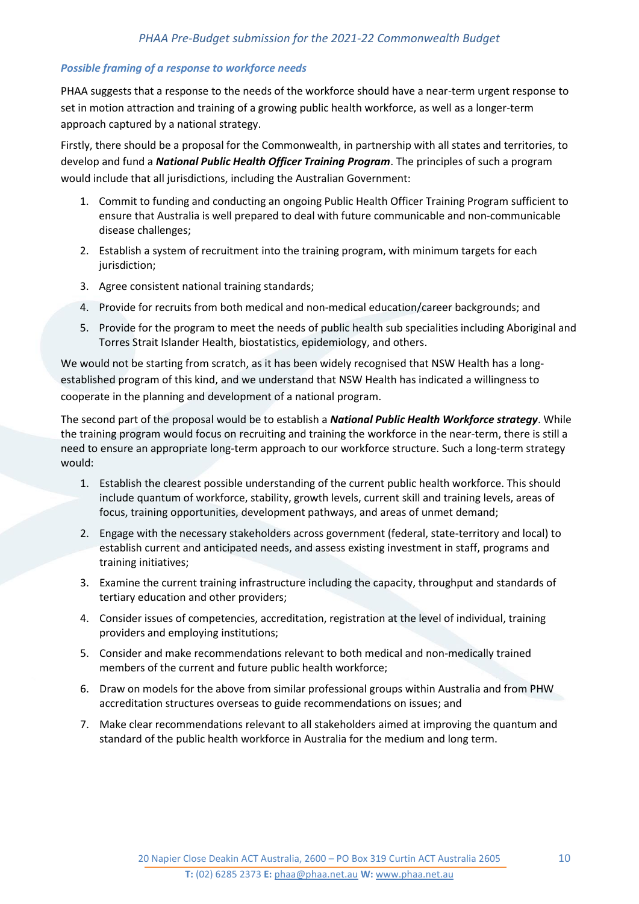### *Possible framing of a response to workforce needs*

PHAA suggests that a response to the needs of the workforce should have a near-term urgent response to set in motion attraction and training of a growing public health workforce, as well as a longer-term approach captured by a national strategy.

Firstly, there should be a proposal for the Commonwealth, in partnership with all states and territories, to develop and fund a ***National Public Health Officer Training Program***. The principles of such a program would include that all jurisdictions, including the Australian Government:

1. Commit to funding and conducting an ongoing Public Health Officer Training Program sufficient to ensure that Australia is well prepared to deal with future communicable and non-communicable disease challenges;
2. Establish a system of recruitment into the training program, with minimum targets for each jurisdiction;
3. Agree consistent national training standards;
4. Provide for recruits from both medical and non-medical education/career backgrounds; and
5. Provide for the program to meet the needs of public health sub specialities including Aboriginal and Torres Strait Islander Health, biostatistics, epidemiology, and others.

We would not be starting from scratch, as it has been widely recognised that NSW Health has a long-established program of this kind, and we understand that NSW Health has indicated a willingness to cooperate in the planning and development of a national program.

The second part of the proposal would be to establish a ***National Public Health Workforce strategy***. While the training program would focus on recruiting and training the workforce in the near-term, there is still a need to ensure an appropriate long-term approach to our workforce structure. Such a long-term strategy would:

1. Establish the clearest possible understanding of the current public health workforce. This should include quantum of workforce, stability, growth levels, current skill and training levels, areas of focus, training opportunities, development pathways, and areas of unmet demand;
2. Engage with the necessary stakeholders across government (federal, state-territory and local) to establish current and anticipated needs, and assess existing investment in staff, programs and training initiatives;
3. Examine the current training infrastructure including the capacity, throughput and standards of tertiary education and other providers;
4. Consider issues of competencies, accreditation, registration at the level of individual, training providers and employing institutions;
5. Consider and make recommendations relevant to both medical and non-medically trained members of the current and future public health workforce;
6. Draw on models for the above from similar professional groups within Australia and from PHW accreditation structures overseas to guide recommendations on issues; and
7. Make clear recommendations relevant to all stakeholders aimed at improving the quantum and standard of the public health workforce in Australia for the medium and long term.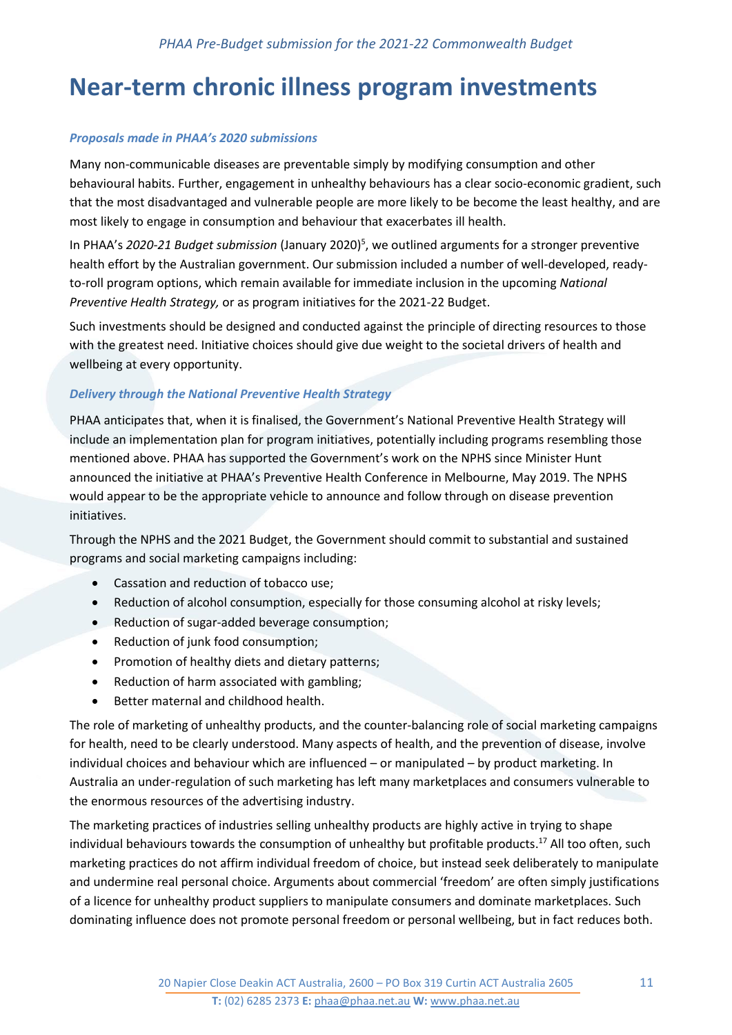# Near-term chronic illness program investments

### *Proposals made in PHAA's 2020 submissions*

Many non-communicable diseases are preventable simply by modifying consumption and other behavioural habits. Further, engagement in unhealthy behaviours has a clear socio-economic gradient, such that the most disadvantaged and vulnerable people are more likely to be become the least healthy, and are most likely to engage in consumption and behaviour that exacerbates ill health.

In PHAA's *2020-21 Budget submission* (January 2020)[5], we outlined arguments for a stronger preventive health effort by the Australian government. Our submission included a number of well-developed, ready-to-roll program options, which remain available for immediate inclusion in the upcoming *National Preventive Health Strategy,* or as program initiatives for the 2021-22 Budget.

Such investments should be designed and conducted against the principle of directing resources to those with the greatest need. Initiative choices should give due weight to the societal drivers of health and wellbeing at every opportunity.

### *Delivery through the National Preventive Health Strategy*

PHAA anticipates that, when it is finalised, the Government's National Preventive Health Strategy will include an implementation plan for program initiatives, potentially including programs resembling those mentioned above. PHAA has supported the Government's work on the NPHS since Minister Hunt announced the initiative at PHAA's Preventive Health Conference in Melbourne, May 2019. The NPHS would appear to be the appropriate vehicle to announce and follow through on disease prevention initiatives.

Through the NPHS and the 2021 Budget, the Government should commit to substantial and sustained programs and social marketing campaigns including:

- Cassation and reduction of tobacco use;
- Reduction of alcohol consumption, especially for those consuming alcohol at risky levels;
- Reduction of sugar-added beverage consumption;
- Reduction of junk food consumption;
- Promotion of healthy diets and dietary patterns;
- Reduction of harm associated with gambling;
- Better maternal and childhood health.

The role of marketing of unhealthy products, and the counter-balancing role of social marketing campaigns for health, need to be clearly understood. Many aspects of health, and the prevention of disease, involve individual choices and behaviour which are influenced – or manipulated – by product marketing. In Australia an under-regulation of such marketing has left many marketplaces and consumers vulnerable to the enormous resources of the advertising industry.

The marketing practices of industries selling unhealthy products are highly active in trying to shape individual behaviours towards the consumption of unhealthy but profitable products.[17] All too often, such marketing practices do not affirm individual freedom of choice, but instead seek deliberately to manipulate and undermine real personal choice. Arguments about commercial 'freedom' are often simply justifications of a licence for unhealthy product suppliers to manipulate consumers and dominate marketplaces. Such dominating influence does not promote personal freedom or personal wellbeing, but in fact reduces both.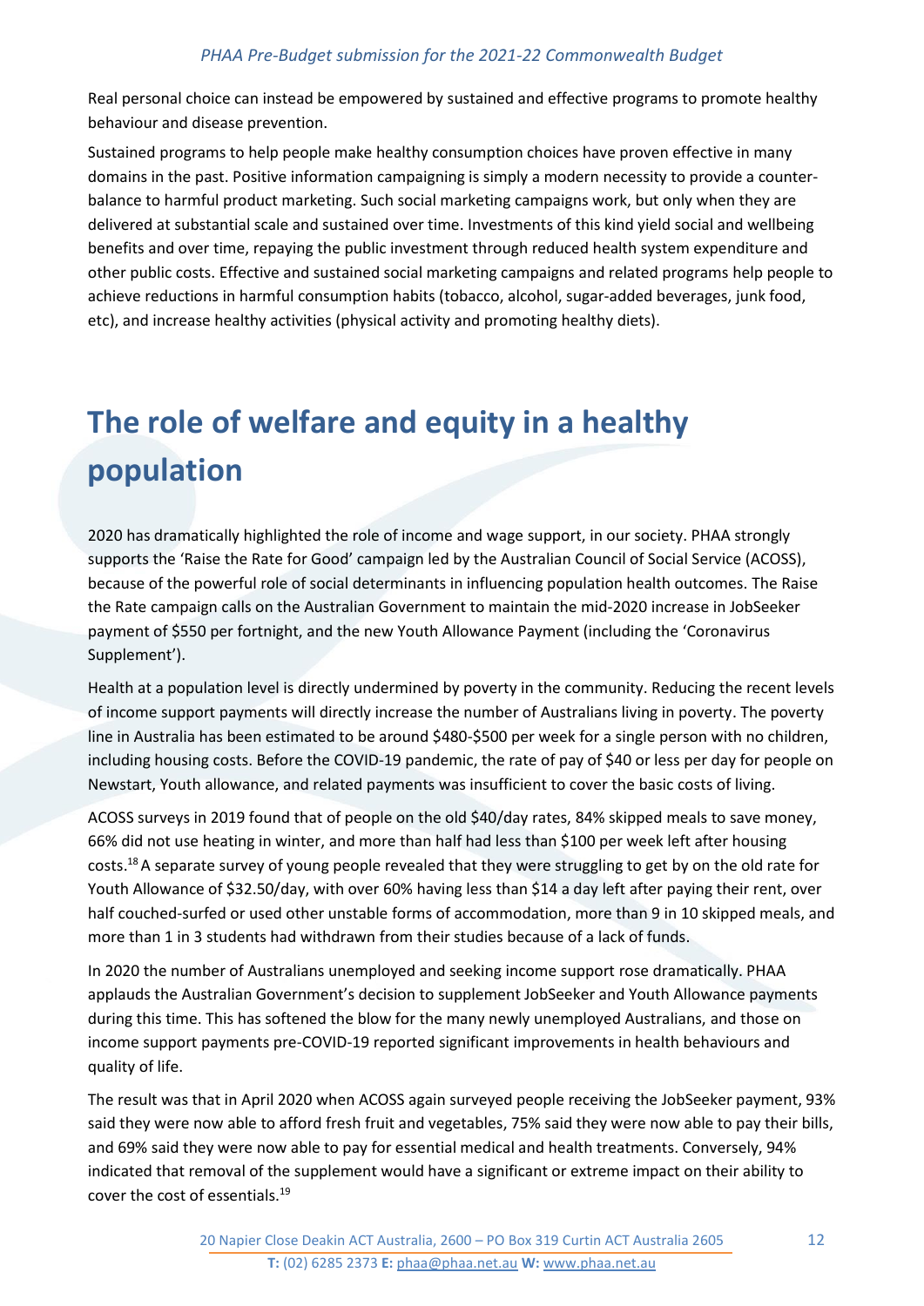Real personal choice can instead be empowered by sustained and effective programs to promote healthy behaviour and disease prevention.

Sustained programs to help people make healthy consumption choices have proven effective in many domains in the past. Positive information campaigning is simply a modern necessity to provide a counter-balance to harmful product marketing. Such social marketing campaigns work, but only when they are delivered at substantial scale and sustained over time. Investments of this kind yield social and wellbeing benefits and over time, repaying the public investment through reduced health system expenditure and other public costs. Effective and sustained social marketing campaigns and related programs help people to achieve reductions in harmful consumption habits (tobacco, alcohol, sugar-added beverages, junk food, etc), and increase healthy activities (physical activity and promoting healthy diets).

# The role of welfare and equity in a healthy population

2020 has dramatically highlighted the role of income and wage support, in our society. PHAA strongly supports the 'Raise the Rate for Good' campaign led by the Australian Council of Social Service (ACOSS), because of the powerful role of social determinants in influencing population health outcomes. The Raise the Rate campaign calls on the Australian Government to maintain the mid-2020 increase in JobSeeker payment of $550 per fortnight, and the new Youth Allowance Payment (including the 'Coronavirus Supplement').

Health at a population level is directly undermined by poverty in the community. Reducing the recent levels of income support payments will directly increase the number of Australians living in poverty. The poverty line in Australia has been estimated to be around $480-$500 per week for a single person with no children, including housing costs. Before the COVID-19 pandemic, the rate of pay of $40 or less per day for people on Newstart, Youth allowance, and related payments was insufficient to cover the basic costs of living.

ACOSS surveys in 2019 found that of people on the old $40/day rates, 84% skipped meals to save money, 66% did not use heating in winter, and more than half had less than $100 per week left after housing costs.[18] A separate survey of young people revealed that they were struggling to get by on the old rate for Youth Allowance of $32.50/day, with over 60% having less than $14 a day left after paying their rent, over half couched-surfed or used other unstable forms of accommodation, more than 9 in 10 skipped meals, and more than 1 in 3 students had withdrawn from their studies because of a lack of funds.

In 2020 the number of Australians unemployed and seeking income support rose dramatically. PHAA applauds the Australian Government's decision to supplement JobSeeker and Youth Allowance payments during this time. This has softened the blow for the many newly unemployed Australians, and those on income support payments pre-COVID-19 reported significant improvements in health behaviours and quality of life.

The result was that in April 2020 when ACOSS again surveyed people receiving the JobSeeker payment, 93% said they were now able to afford fresh fruit and vegetables, 75% said they were now able to pay their bills, and 69% said they were now able to pay for essential medical and health treatments. Conversely, 94% indicated that removal of the supplement would have a significant or extreme impact on their ability to cover the cost of essentials.[19]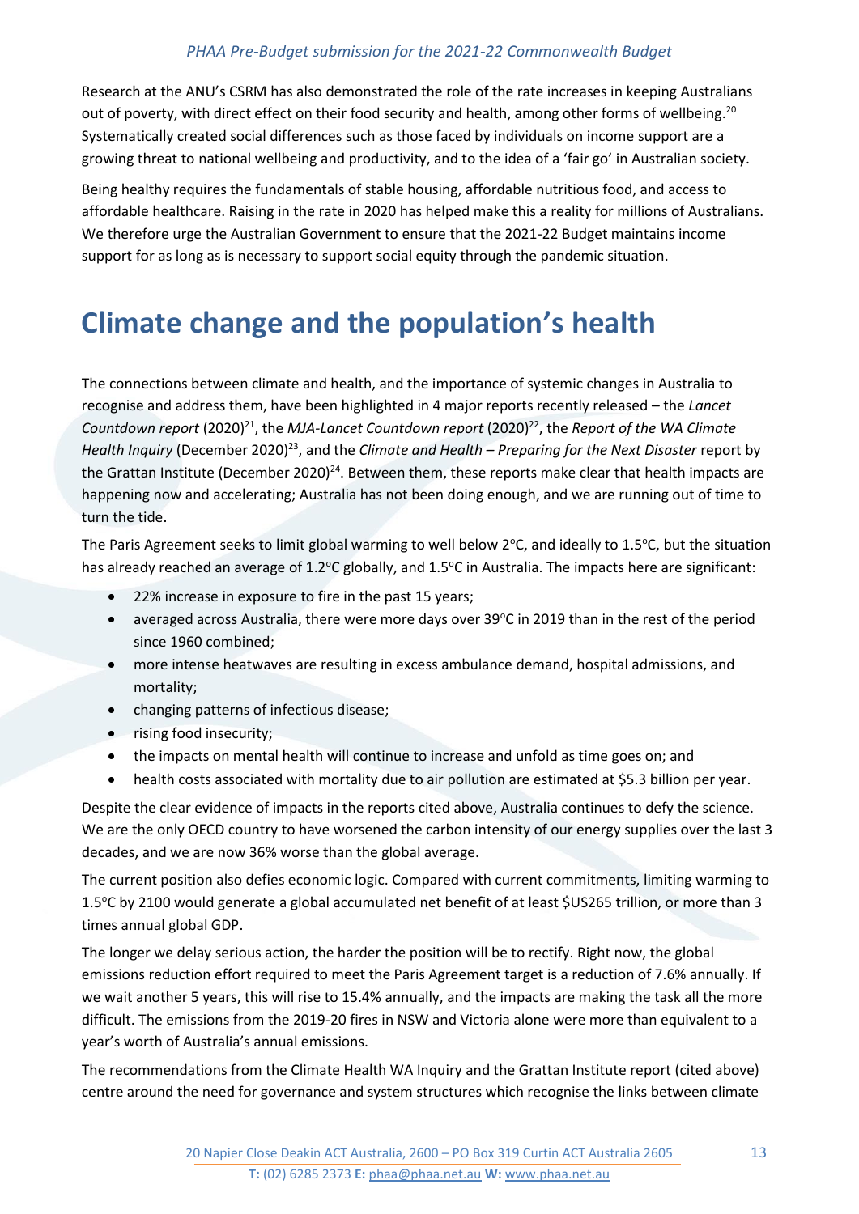Research at the ANU's CSRM has also demonstrated the role of the rate increases in keeping Australians out of poverty, with direct effect on their food security and health, among other forms of wellbeing.[20] Systematically created social differences such as those faced by individuals on income support are a growing threat to national wellbeing and productivity, and to the idea of a 'fair go' in Australian society.

Being healthy requires the fundamentals of stable housing, affordable nutritious food, and access to affordable healthcare. Raising in the rate in 2020 has helped make this a reality for millions of Australians. We therefore urge the Australian Government to ensure that the 2021-22 Budget maintains income support for as long as is necessary to support social equity through the pandemic situation.

# Climate change and the population's health

The connections between climate and health, and the importance of systemic changes in Australia to recognise and address them, have been highlighted in 4 major reports recently released – the *Lancet Countdown report* (2020)[21], the *MJA-Lancet Countdown report* (2020)[22], the *Report of the WA Climate Health Inquiry* (December 2020)[23], and the *Climate and Health – Preparing for the Next Disaster* report by the Grattan Institute (December 2020)[24]. Between them, these reports make clear that health impacts are happening now and accelerating; Australia has not been doing enough, and we are running out of time to turn the tide.

The Paris Agreement seeks to limit global warming to well below 2°C, and ideally to 1.5°C, but the situation has already reached an average of 1.2°C globally, and 1.5°C in Australia. The impacts here are significant:

- 22% increase in exposure to fire in the past 15 years;
- averaged across Australia, there were more days over 39°C in 2019 than in the rest of the period since 1960 combined;
- more intense heatwaves are resulting in excess ambulance demand, hospital admissions, and mortality;
- changing patterns of infectious disease;
- rising food insecurity;
- the impacts on mental health will continue to increase and unfold as time goes on; and
- health costs associated with mortality due to air pollution are estimated at $5.3 billion per year.

Despite the clear evidence of impacts in the reports cited above, Australia continues to defy the science. We are the only OECD country to have worsened the carbon intensity of our energy supplies over the last 3 decades, and we are now 36% worse than the global average.

The current position also defies economic logic. Compared with current commitments, limiting warming to 1.5°C by 2100 would generate a global accumulated net benefit of at least $US265 trillion, or more than 3 times annual global GDP.

The longer we delay serious action, the harder the position will be to rectify. Right now, the global emissions reduction effort required to meet the Paris Agreement target is a reduction of 7.6% annually. If we wait another 5 years, this will rise to 15.4% annually, and the impacts are making the task all the more difficult. The emissions from the 2019-20 fires in NSW and Victoria alone were more than equivalent to a year's worth of Australia's annual emissions.

The recommendations from the Climate Health WA Inquiry and the Grattan Institute report (cited above) centre around the need for governance and system structures which recognise the links between climate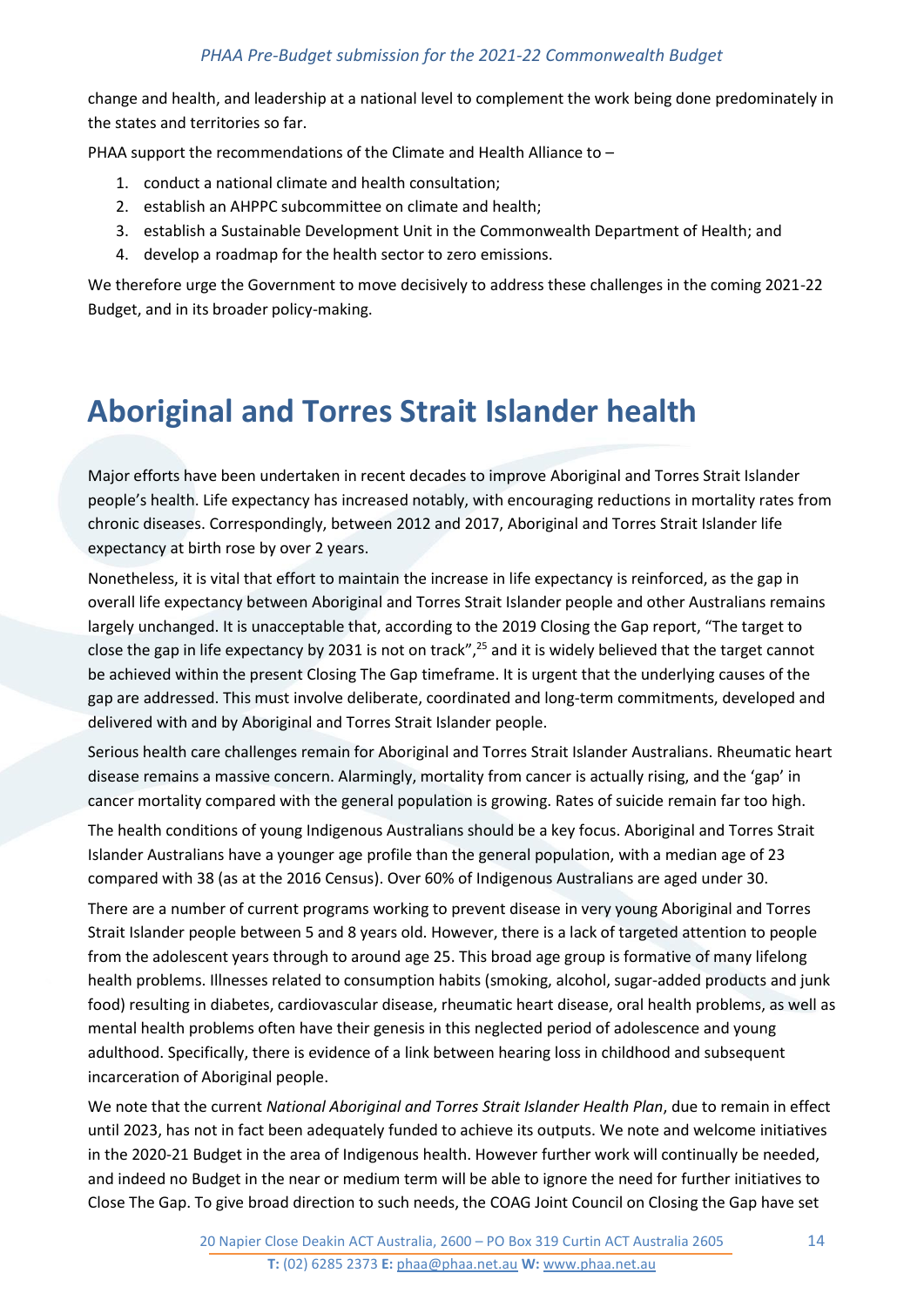change and health, and leadership at a national level to complement the work being done predominately in the states and territories so far.

PHAA support the recommendations of the Climate and Health Alliance to –

1. conduct a national climate and health consultation;
2. establish an AHPPC subcommittee on climate and health;
3. establish a Sustainable Development Unit in the Commonwealth Department of Health; and
4. develop a roadmap for the health sector to zero emissions.

We therefore urge the Government to move decisively to address these challenges in the coming 2021-22 Budget, and in its broader policy-making.

# Aboriginal and Torres Strait Islander health

Major efforts have been undertaken in recent decades to improve Aboriginal and Torres Strait Islander people's health. Life expectancy has increased notably, with encouraging reductions in mortality rates from chronic diseases. Correspondingly, between 2012 and 2017, Aboriginal and Torres Strait Islander life expectancy at birth rose by over 2 years.

Nonetheless, it is vital that effort to maintain the increase in life expectancy is reinforced, as the gap in overall life expectancy between Aboriginal and Torres Strait Islander people and other Australians remains largely unchanged. It is unacceptable that, according to the 2019 Closing the Gap report, "The target to close the gap in life expectancy by 2031 is not on track",[25] and it is widely believed that the target cannot be achieved within the present Closing The Gap timeframe. It is urgent that the underlying causes of the gap are addressed. This must involve deliberate, coordinated and long-term commitments, developed and delivered with and by Aboriginal and Torres Strait Islander people.

Serious health care challenges remain for Aboriginal and Torres Strait Islander Australians. Rheumatic heart disease remains a massive concern. Alarmingly, mortality from cancer is actually rising, and the 'gap' in cancer mortality compared with the general population is growing. Rates of suicide remain far too high.

The health conditions of young Indigenous Australians should be a key focus. Aboriginal and Torres Strait Islander Australians have a younger age profile than the general population, with a median age of 23 compared with 38 (as at the 2016 Census). Over 60% of Indigenous Australians are aged under 30.

There are a number of current programs working to prevent disease in very young Aboriginal and Torres Strait Islander people between 5 and 8 years old. However, there is a lack of targeted attention to people from the adolescent years through to around age 25. This broad age group is formative of many lifelong health problems. Illnesses related to consumption habits (smoking, alcohol, sugar-added products and junk food) resulting in diabetes, cardiovascular disease, rheumatic heart disease, oral health problems, as well as mental health problems often have their genesis in this neglected period of adolescence and young adulthood. Specifically, there is evidence of a link between hearing loss in childhood and subsequent incarceration of Aboriginal people.

We note that the current *National Aboriginal and Torres Strait Islander Health Plan*, due to remain in effect until 2023, has not in fact been adequately funded to achieve its outputs. We note and welcome initiatives in the 2020-21 Budget in the area of Indigenous health. However further work will continually be needed, and indeed no Budget in the near or medium term will be able to ignore the need for further initiatives to Close The Gap. To give broad direction to such needs, the COAG Joint Council on Closing the Gap have set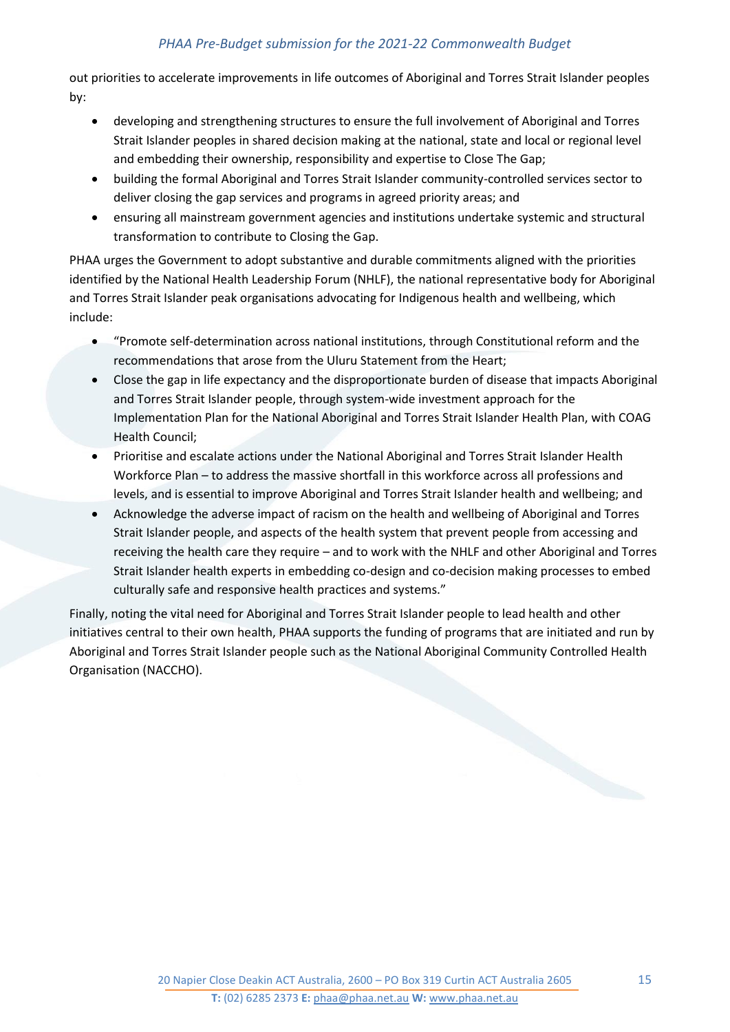out priorities to accelerate improvements in life outcomes of Aboriginal and Torres Strait Islander peoples by:

- developing and strengthening structures to ensure the full involvement of Aboriginal and Torres Strait Islander peoples in shared decision making at the national, state and local or regional level and embedding their ownership, responsibility and expertise to Close The Gap;
- building the formal Aboriginal and Torres Strait Islander community-controlled services sector to deliver closing the gap services and programs in agreed priority areas; and
- ensuring all mainstream government agencies and institutions undertake systemic and structural transformation to contribute to Closing the Gap.

PHAA urges the Government to adopt substantive and durable commitments aligned with the priorities identified by the National Health Leadership Forum (NHLF), the national representative body for Aboriginal and Torres Strait Islander peak organisations advocating for Indigenous health and wellbeing, which include:

- "Promote self-determination across national institutions, through Constitutional reform and the recommendations that arose from the Uluru Statement from the Heart;
- Close the gap in life expectancy and the disproportionate burden of disease that impacts Aboriginal and Torres Strait Islander people, through system-wide investment approach for the Implementation Plan for the National Aboriginal and Torres Strait Islander Health Plan, with COAG Health Council;
- Prioritise and escalate actions under the National Aboriginal and Torres Strait Islander Health Workforce Plan – to address the massive shortfall in this workforce across all professions and levels, and is essential to improve Aboriginal and Torres Strait Islander health and wellbeing; and
- Acknowledge the adverse impact of racism on the health and wellbeing of Aboriginal and Torres Strait Islander people, and aspects of the health system that prevent people from accessing and receiving the health care they require – and to work with the NHLF and other Aboriginal and Torres Strait Islander health experts in embedding co-design and co-decision making processes to embed culturally safe and responsive health practices and systems."

Finally, noting the vital need for Aboriginal and Torres Strait Islander people to lead health and other initiatives central to their own health, PHAA supports the funding of programs that are initiated and run by Aboriginal and Torres Strait Islander people such as the National Aboriginal Community Controlled Health Organisation (NACCHO).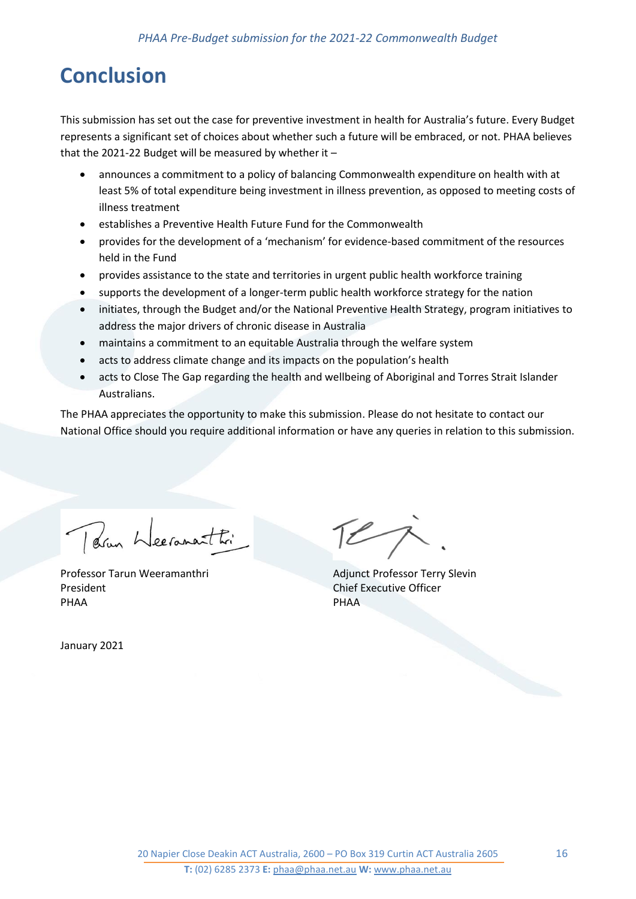# Conclusion

This submission has set out the case for preventive investment in health for Australia's future. Every Budget represents a significant set of choices about whether such a future will be embraced, or not. PHAA believes that the 2021-22 Budget will be measured by whether it –

- announces a commitment to a policy of balancing Commonwealth expenditure on health with at least 5% of total expenditure being investment in illness prevention, as opposed to meeting costs of illness treatment
- establishes a Preventive Health Future Fund for the Commonwealth
- provides for the development of a 'mechanism' for evidence-based commitment of the resources held in the Fund
- provides assistance to the state and territories in urgent public health workforce training
- supports the development of a longer-term public health workforce strategy for the nation
- initiates, through the Budget and/or the National Preventive Health Strategy, program initiatives to address the major drivers of chronic disease in Australia
- maintains a commitment to an equitable Australia through the welfare system
- acts to address climate change and its impacts on the population's health
- acts to Close The Gap regarding the health and wellbeing of Aboriginal and Torres Strait Islander Australians.

The PHAA appreciates the opportunity to make this submission. Please do not hesitate to contact our National Office should you require additional information or have any queries in relation to this submission.

Professor Tarun Weeramanthri
President
PHAA

Adjunct Professor Terry Slevin
Chief Executive Officer
PHAA

January 2021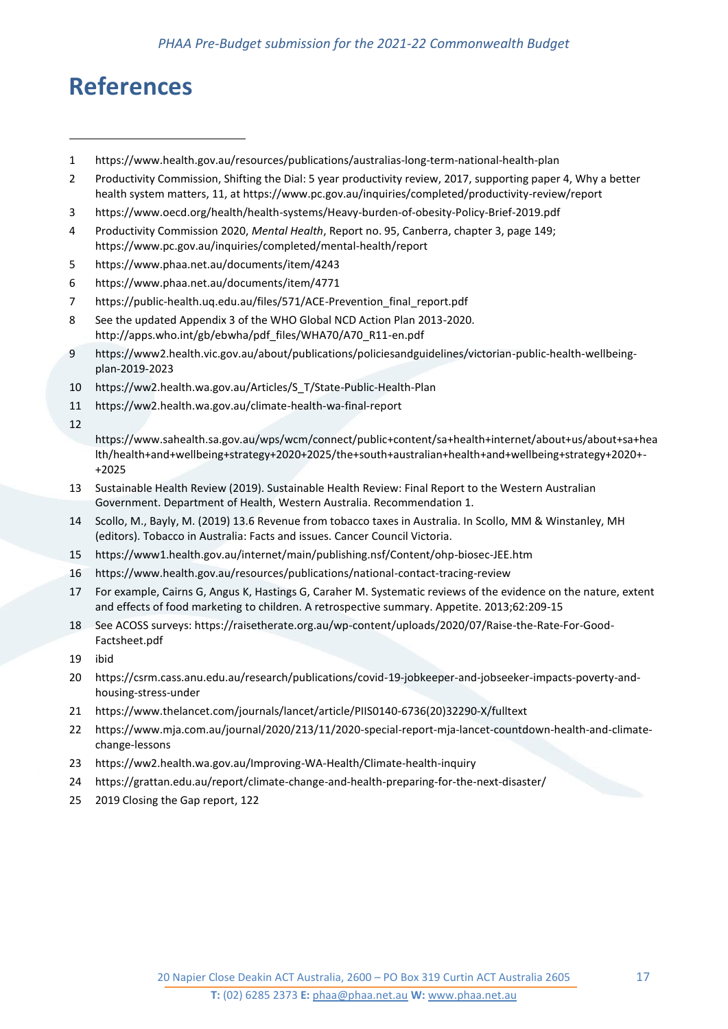# References

1. https://www.health.gov.au/resources/publications/australias-long-term-national-health-plan
2. Productivity Commission, Shifting the Dial: 5 year productivity review, 2017, supporting paper 4, Why a better health system matters, 11, at https://www.pc.gov.au/inquiries/completed/productivity-review/report
3. https://www.oecd.org/health/health-systems/Heavy-burden-of-obesity-Policy-Brief-2019.pdf
4. Productivity Commission 2020, *Mental Health*, Report no. 95, Canberra, chapter 3, page 149; https://www.pc.gov.au/inquiries/completed/mental-health/report
5. https://www.phaa.net.au/documents/item/4243
6. https://www.phaa.net.au/documents/item/4771
7. https://public-health.uq.edu.au/files/571/ACE-Prevention_final_report.pdf
8. See the updated Appendix 3 of the WHO Global NCD Action Plan 2013-2020. http://apps.who.int/gb/ebwha/pdf_files/WHA70/A70_R11-en.pdf
9. https://www2.health.vic.gov.au/about/publications/policiesandguidelines/victorian-public-health-wellbeing-plan-2019-2023
10. https://ww2.health.wa.gov.au/Articles/S_T/State-Public-Health-Plan
11. https://ww2.health.wa.gov.au/climate-health-wa-final-report
12. https://www.sahealth.sa.gov.au/wps/wcm/connect/public+content/sa+health+internet/about+us/about+sa+health/health+and+wellbeing+strategy+2020+2025/the+south+australian+health+and+wellbeing+strategy+2020+-+2025
13. Sustainable Health Review (2019). Sustainable Health Review: Final Report to the Western Australian Government. Department of Health, Western Australia. Recommendation 1.
14. Scollo, M., Bayly, M. (2019) 13.6 Revenue from tobacco taxes in Australia. In Scollo, MM & Winstanley, MH (editors). Tobacco in Australia: Facts and issues. Cancer Council Victoria.
15. https://www1.health.gov.au/internet/main/publishing.nsf/Content/ohp-biosec-JEE.htm
16. https://www.health.gov.au/resources/publications/national-contact-tracing-review
17. For example, Cairns G, Angus K, Hastings G, Caraher M. Systematic reviews of the evidence on the nature, extent and effects of food marketing to children. A retrospective summary. Appetite. 2013;62:209-15
18. See ACOSS surveys: https://raisetherate.org.au/wp-content/uploads/2020/07/Raise-the-Rate-For-Good-Factsheet.pdf
19. ibid
20. https://csrm.cass.anu.edu.au/research/publications/covid-19-jobkeeper-and-jobseeker-impacts-poverty-and-housing-stress-under
21. https://www.thelancet.com/journals/lancet/article/PIIS0140-6736(20)32290-X/fulltext
22. https://www.mja.com.au/journal/2020/213/11/2020-special-report-mja-lancet-countdown-health-and-climate-change-lessons
23. https://ww2.health.wa.gov.au/Improving-WA-Health/Climate-health-inquiry
24. https://grattan.edu.au/report/climate-change-and-health-preparing-for-the-next-disaster/
25. 2019 Closing the Gap report, 122